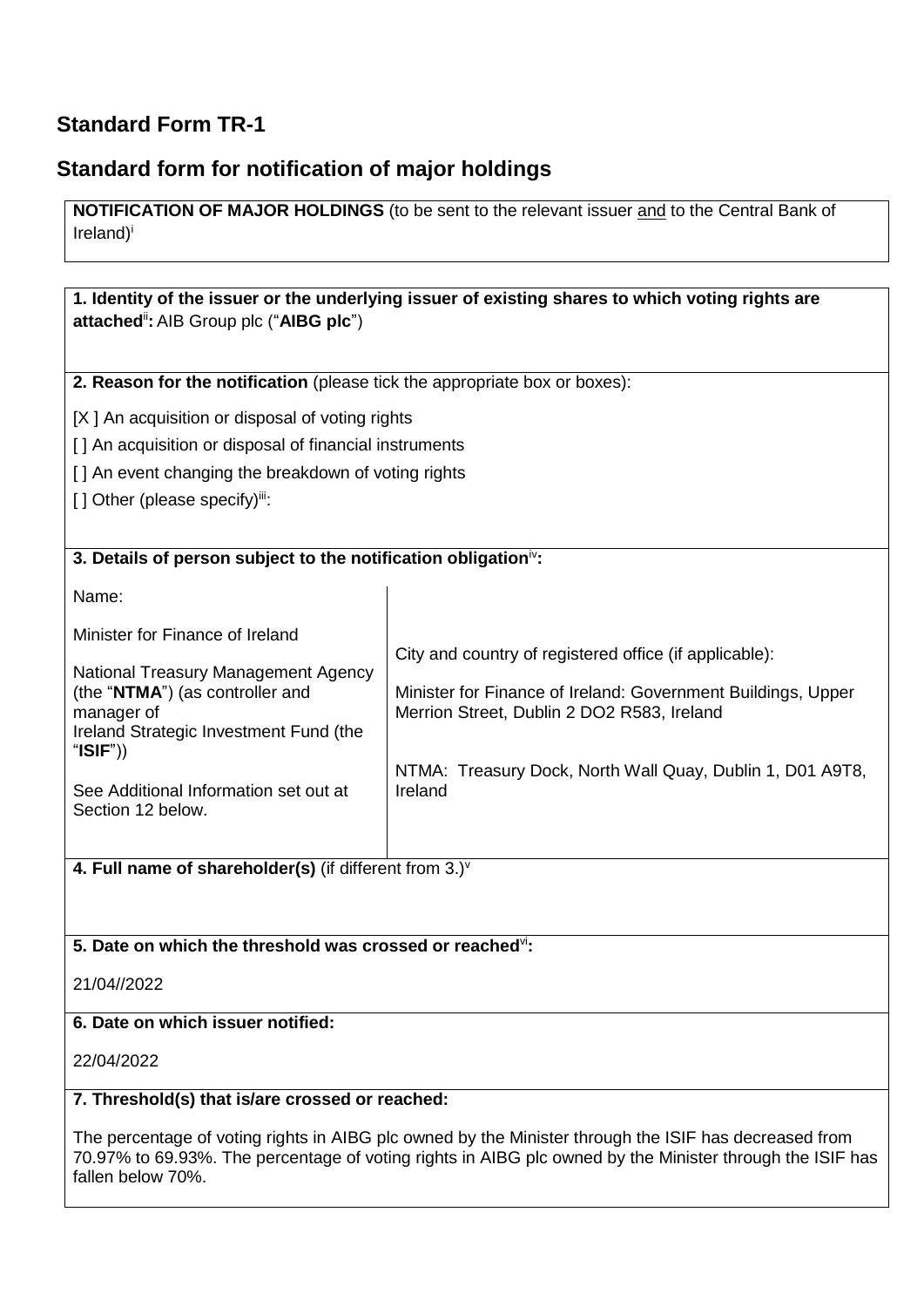## Standard Form TR-1

## Standard form for notification of major holdings

**NOTIFICATION OF MAJOR HOLDINGS** (to be sent to the relevant issuer and to the Central Bank of Ireland)[i]

**1. Identity of the issuer or the underlying issuer of existing shares to which voting rights are attached[ii]:** AIB Group plc ("**AIBG plc**")

**2. Reason for the notification** (please tick the appropriate box or boxes):

[X ] An acquisition or disposal of voting rights

[ ] An acquisition or disposal of financial instruments

[ ] An event changing the breakdown of voting rights

[ ] Other (please specify)[iii]:

**3. Details of person subject to the notification obligation[iv]:**

| Name: | City and country of registered office (if applicable): |
|---|---|
| Minister for Finance of Ireland | Minister for Finance of Ireland: Government Buildings, Upper Merrion Street, Dublin 2 DO2 R583, Ireland |
| National Treasury Management Agency (the "**NTMA**") (as controller and manager of Ireland Strategic Investment Fund (the "**ISIF**")) | NTMA: Treasury Dock, North Wall Quay, Dublin 1, D01 A9T8, Ireland |
| See Additional Information set out at Section 12 below. | |

**4. Full name of shareholder(s)** (if different from 3.)[v]

**5. Date on which the threshold was crossed or reached[vi]:**

21/04//2022

**6. Date on which issuer notified:**

22/04/2022

**7. Threshold(s) that is/are crossed or reached:**

The percentage of voting rights in AIBG plc owned by the Minister through the ISIF has decreased from 70.97% to 69.93%. The percentage of voting rights in AIBG plc owned by the Minister through the ISIF has fallen below 70%.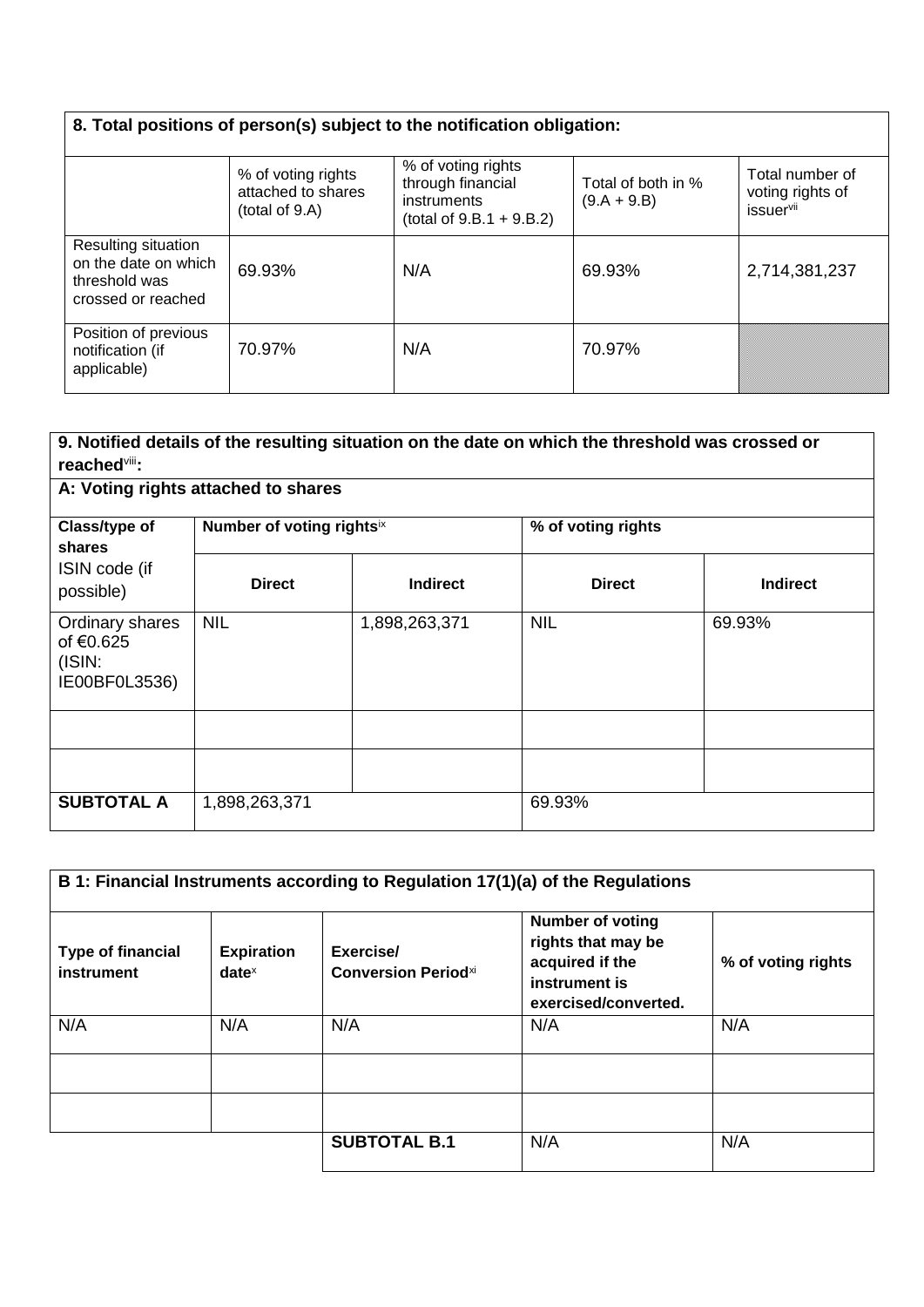| 8. Total positions of person(s) subject to the notification obligation: | | | | |
|---|---|---|---|---|
| | % of voting rights attached to shares (total of 9.A) | % of voting rights through financial instruments (total of 9.B.1 + 9.B.2) | Total of both in % (9.A + 9.B) | Total number of voting rights of issuer[vii] |
| Resulting situation on the date on which threshold was crossed or reached | 69.93% | N/A | 69.93% | 2,714,381,237 |
| Position of previous notification (if applicable) | 70.97% | N/A | 70.97% | |

| 9. Notified details of the resulting situation on the date on which the threshold was crossed or reached[viii]: | | | | |
|---|---|---|---|---|
| **A: Voting rights attached to shares** | | | | |
| **Class/type of shares** ISIN code (if possible) | **Number of voting rights**[ix] | | **% of voting rights** | |
| | **Direct** | **Indirect** | **Direct** | **Indirect** |
| Ordinary shares of €0.625 (ISIN: IE00BF0L3536) | NIL | 1,898,263,371 | NIL | 69.93% |
| | | | | |
| | | | | |
| **SUBTOTAL A** | 1,898,263,371 | | 69.93% | |

| B 1: Financial Instruments according to Regulation 17(1)(a) of the Regulations | | | | |
|---|---|---|---|---|
| **Type of financial instrument** | **Expiration date**[x] | **Exercise/ Conversion Period**[xi] | **Number of voting rights that may be acquired if the instrument is exercised/converted.** | **% of voting rights** |
| N/A | N/A | N/A | N/A | N/A |
| | | | | |
| | | | | |
| | | **SUBTOTAL B.1** | N/A | N/A |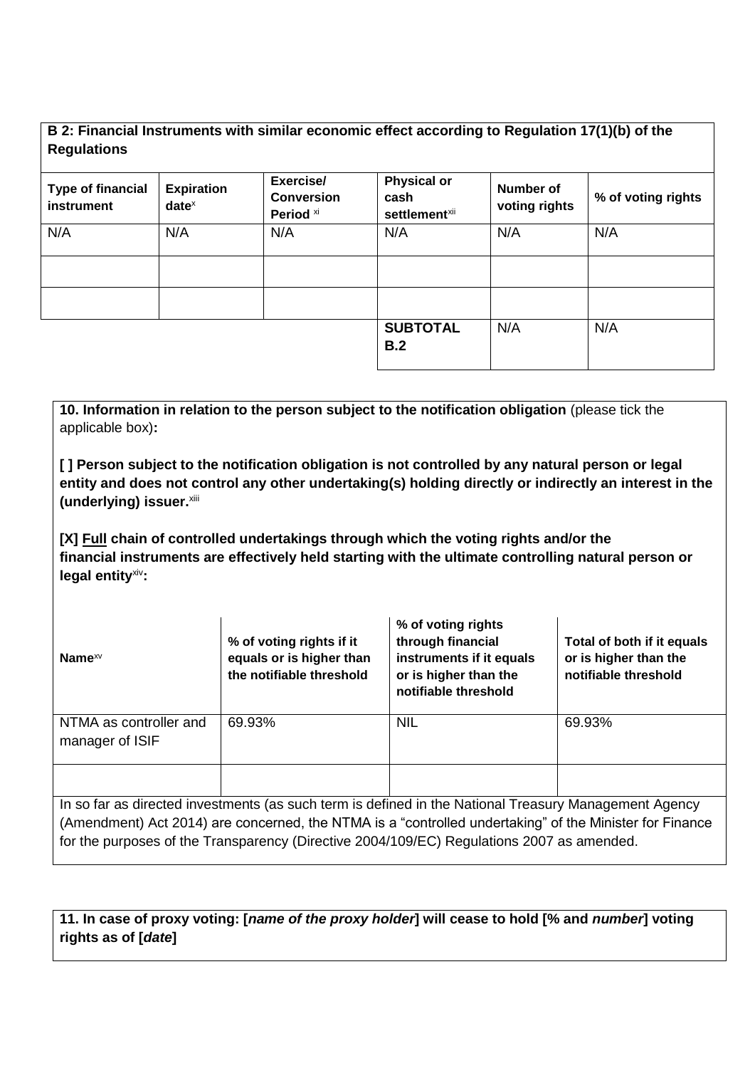**B 2: Financial Instruments with similar economic effect according to Regulation 17(1)(b) of the Regulations**

| Type of financial instrument | Expiration date[x] | Exercise/ Conversion Period [xi] | Physical or cash settlement[xii] | Number of voting rights | % of voting rights |
|---|---|---|---|---|---|
| N/A | N/A | N/A | N/A | N/A | N/A |
| | | | | | |
| | | | | | |
| | | | **SUBTOTAL B.2** | N/A | N/A |

**10. Information in relation to the person subject to the notification obligation** (please tick the applicable box)**:**

**[ ] Person subject to the notification obligation is not controlled by any natural person or legal entity and does not control any other undertaking(s) holding directly or indirectly an interest in the (underlying) issuer.**[xiii]

**[X] <u>Full</u> chain of controlled undertakings through which the voting rights and/or the financial instruments are effectively held starting with the ultimate controlling natural person or legal entity**[xiv]**:**

| Name[xv] | % of voting rights if it equals or is higher than the notifiable threshold | % of voting rights through financial instruments if it equals or is higher than the notifiable threshold | Total of both if it equals or is higher than the notifiable threshold |
|---|---|---|---|
| NTMA as controller and manager of ISIF | 69.93% | NIL | 69.93% |
| | | | |

In so far as directed investments (as such term is defined in the National Treasury Management Agency (Amendment) Act 2014) are concerned, the NTMA is a "controlled undertaking" of the Minister for Finance for the purposes of the Transparency (Directive 2004/109/EC) Regulations 2007 as amended.

**11. In case of proxy voting: [*name of the proxy holder*] will cease to hold [% and *number*] voting rights as of [*date*]**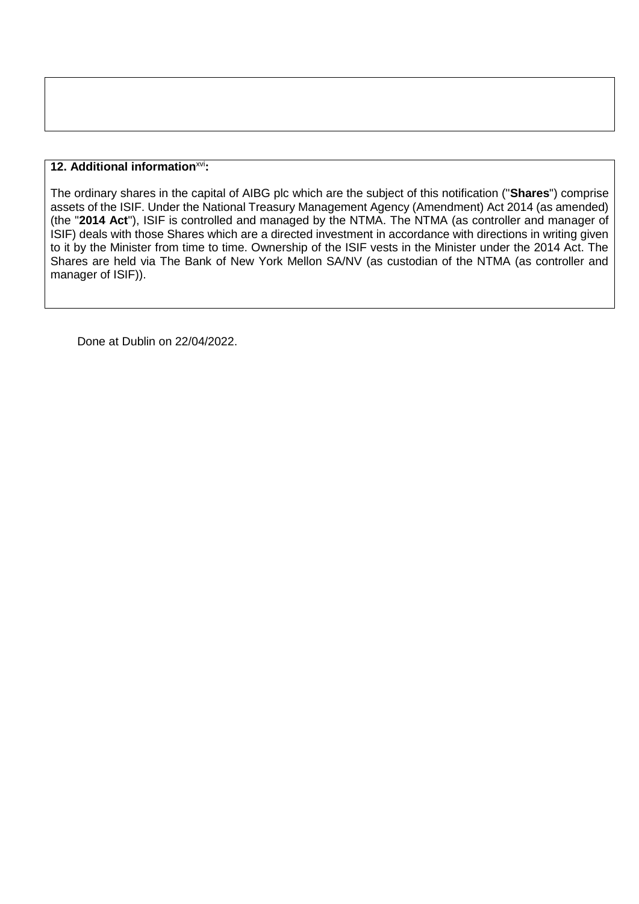**12. Additional information**[xvi]**:**

The ordinary shares in the capital of AIBG plc which are the subject of this notification ("**Shares**") comprise assets of the ISIF. Under the National Treasury Management Agency (Amendment) Act 2014 (as amended) (the "**2014 Act**"), ISIF is controlled and managed by the NTMA. The NTMA (as controller and manager of ISIF) deals with those Shares which are a directed investment in accordance with directions in writing given to it by the Minister from time to time. Ownership of the ISIF vests in the Minister under the 2014 Act. The Shares are held via The Bank of New York Mellon SA/NV (as custodian of the NTMA (as controller and manager of ISIF)).

Done at Dublin on 22/04/2022.